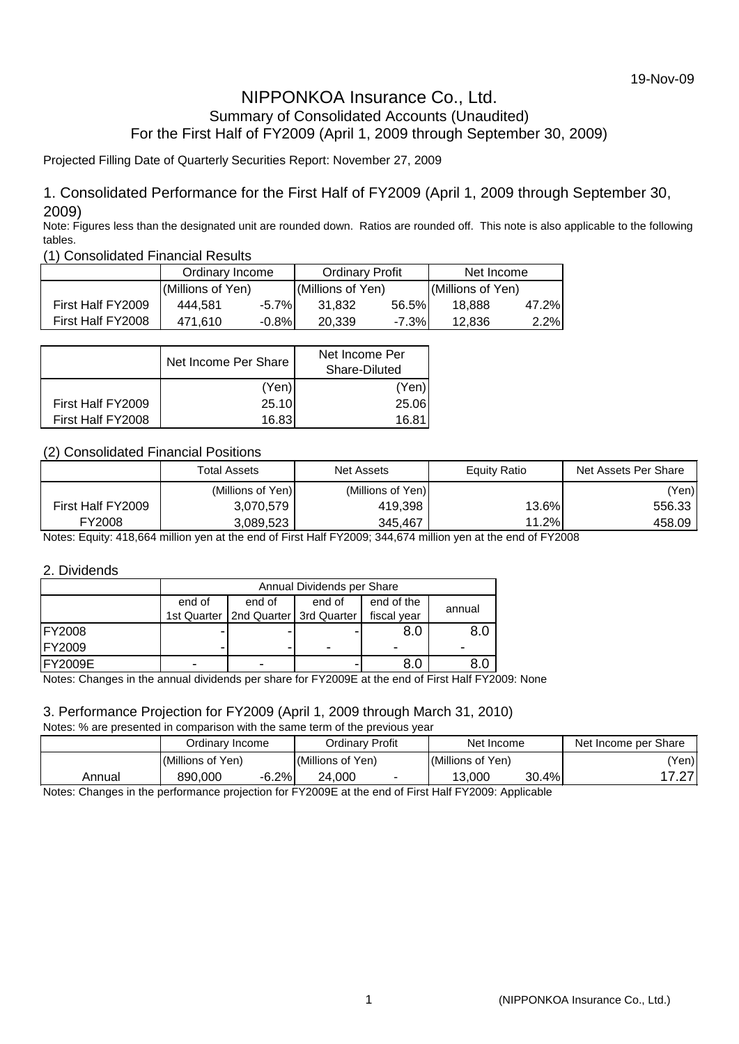19-Nov-09

# NIPPONKOA Insurance Co., Ltd.

## Summary of Consolidated Accounts (Unaudited)

## For the First Half of FY2009 (April 1, 2009 through September 30, 2009)

Projected Filling Date of Quarterly Securities Report: November 27, 2009

### 1. Consolidated Performance for the First Half of FY2009 (April 1, 2009 through September 30, 2009)

Note: Figures less than the designated unit are rounded down. Ratios are rounded off. This note is also applicable to the following tables.

(1) Consolidated Financial Results

| | Ordinary Income | | Ordinary Profit | | Net Income | |
|---|---|---|---|---|---|---|
| | (Millions of Yen) | | (Millions of Yen) | | (Millions of Yen) | |
| First Half FY2009 | 444,581 | -5.7% | 31,832 | 56.5% | 18,888 | 47.2% |
| First Half FY2008 | 471,610 | -0.8% | 20,339 | -7.3% | 12,836 | 2.2% |

| | Net Income Per Share | Net Income Per Share-Diluted |
|---|---|---|
| | (Yen) | (Yen) |
| First Half FY2009 | 25.10 | 25.06 |
| First Half FY2008 | 16.83 | 16.81 |

(2) Consolidated Financial Positions

| | Total Assets | Net Assets | Equity Ratio | Net Assets Per Share |
|---|---|---|---|---|
| | (Millions of Yen) | (Millions of Yen) | | (Yen) |
| First Half FY2009 | 3,070,579 | 419,398 | 13.6% | 556.33 |
| FY2008 | 3,089,523 | 345,467 | 11.2% | 458.09 |

Notes: Equity: 418,664 million yen at the end of First Half FY2009; 344,674 million yen at the end of FY2008

### 2. Dividends

| | Annual Dividends per Share | | | | |
|---|---|---|---|---|---|
| | end of 1st Quarter | end of 2nd Quarter | end of 3rd Quarter | end of the fiscal year | annual |
| FY2008 | - | - | - | 8.0 | 8.0 |
| FY2009 | - | - | - | - | - |
| FY2009E | - | - | - | 8.0 | 8.0 |

Notes: Changes in the annual dividends per share for FY2009E at the end of First Half FY2009: None

### 3. Performance Projection for FY2009 (April 1, 2009 through March 31, 2010)

Notes: % are presented in comparison with the same term of the previous year

| | Ordinary Income | | Ordinary Profit | | Net Income | | Net Income per Share |
|---|---|---|---|---|---|---|---|
| | (Millions of Yen) | | (Millions of Yen) | | (Millions of Yen) | | (Yen) |
| Annual | 890,000 | -6.2% | 24,000 | - | 13,000 | 30.4% | 17.27 |

Notes: Changes in the performance projection for FY2009E at the end of First Half FY2009: Applicable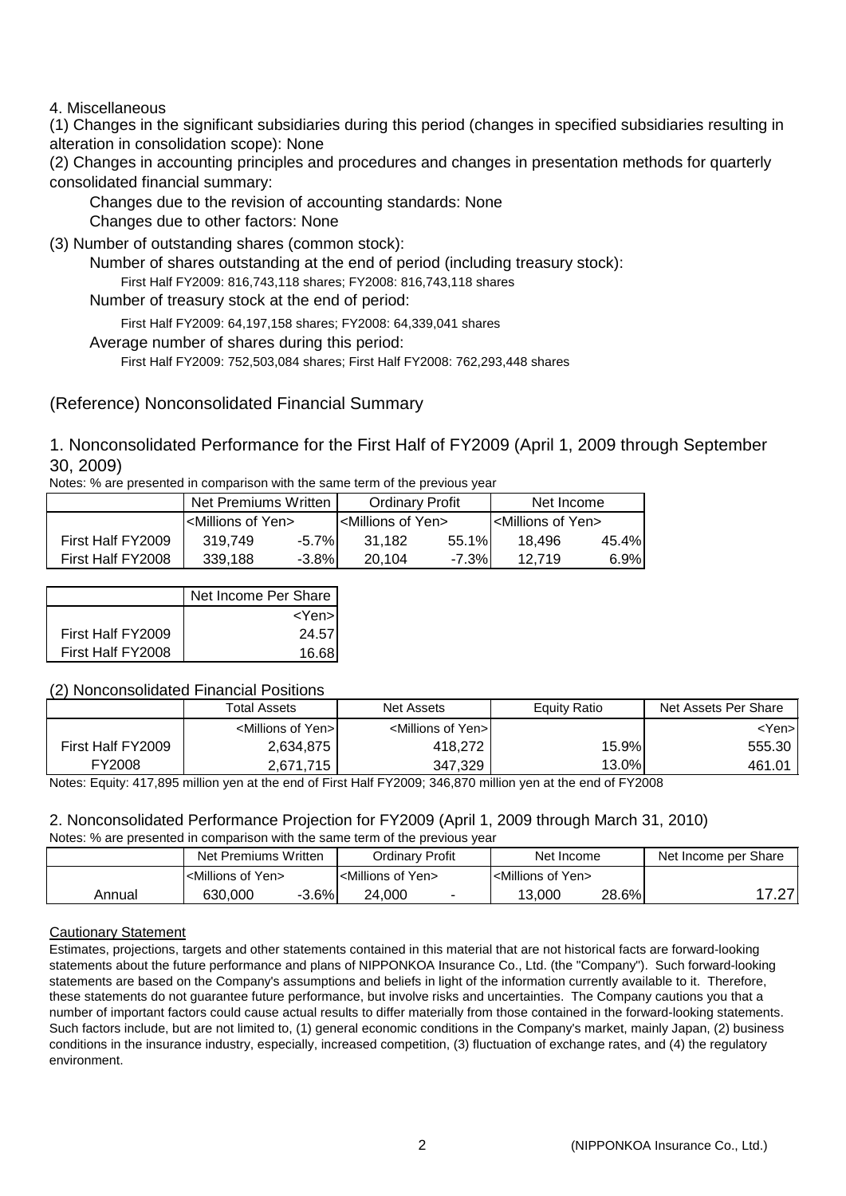4. Miscellaneous

(1) Changes in the significant subsidiaries during this period (changes in specified subsidiaries resulting in alteration in consolidation scope): None

(2) Changes in accounting principles and procedures and changes in presentation methods for quarterly consolidated financial summary:

Changes due to the revision of accounting standards: None

Changes due to other factors: None

(3) Number of outstanding shares (common stock):

Number of shares outstanding at the end of period (including treasury stock):

First Half FY2009: 816,743,118 shares; FY2008: 816,743,118 shares

Number of treasury stock at the end of period:

First Half FY2009: 64,197,158 shares; FY2008: 64,339,041 shares

Average number of shares during this period:

First Half FY2009: 752,503,084 shares; First Half FY2008: 762,293,448 shares

## (Reference) Nonconsolidated Financial Summary

### 1. Nonconsolidated Performance for the First Half of FY2009 (April 1, 2009 through September 30, 2009)

Notes: % are presented in comparison with the same term of the previous year

| | Net Premiums Written | | Ordinary Profit | | Net Income | |
|---|---|---|---|---|---|---|
| | <Millions of Yen> | | <Millions of Yen> | | <Millions of Yen> | |
| First Half FY2009 | 319,749 | -5.7% | 31,182 | 55.1% | 18,496 | 45.4% |
| First Half FY2008 | 339,188 | -3.8% | 20,104 | -7.3% | 12,719 | 6.9% |

| | Net Income Per Share |
|---|---|
| | <Yen> |
| First Half FY2009 | 24.57 |
| First Half FY2008 | 16.68 |

### (2) Nonconsolidated Financial Positions

| | Total Assets | Net Assets | Equity Ratio | Net Assets Per Share |
|---|---|---|---|---|
| | <Millions of Yen> | <Millions of Yen> | | <Yen> |
| First Half FY2009 | 2,634,875 | 418,272 | 15.9% | 555.30 |
| FY2008 | 2,671,715 | 347,329 | 13.0% | 461.01 |

Notes: Equity: 417,895 million yen at the end of First Half FY2009; 346,870 million yen at the end of FY2008

### 2. Nonconsolidated Performance Projection for FY2009 (April 1, 2009 through March 31, 2010)

Notes: % are presented in comparison with the same term of the previous year

| | Net Premiums Written | | Ordinary Profit | | Net Income | | Net Income per Share |
|---|---|---|---|---|---|---|---|
| | <Millions of Yen> | | <Millions of Yen> | | <Millions of Yen> | | |
| Annual | 630,000 | -3.6% | 24,000 | - | 13,000 | 28.6% | 17.27 |

**Cautionary Statement**

Estimates, projections, targets and other statements contained in this material that are not historical facts are forward-looking statements about the future performance and plans of NIPPONKOA Insurance Co., Ltd. (the "Company"). Such forward-looking statements are based on the Company's assumptions and beliefs in light of the information currently available to it. Therefore, these statements do not guarantee future performance, but involve risks and uncertainties. The Company cautions you that a number of important factors could cause actual results to differ materially from those contained in the forward-looking statements. Such factors include, but are not limited to, (1) general economic conditions in the Company's market, mainly Japan, (2) business conditions in the insurance industry, especially, increased competition, (3) fluctuation of exchange rates, and (4) the regulatory environment.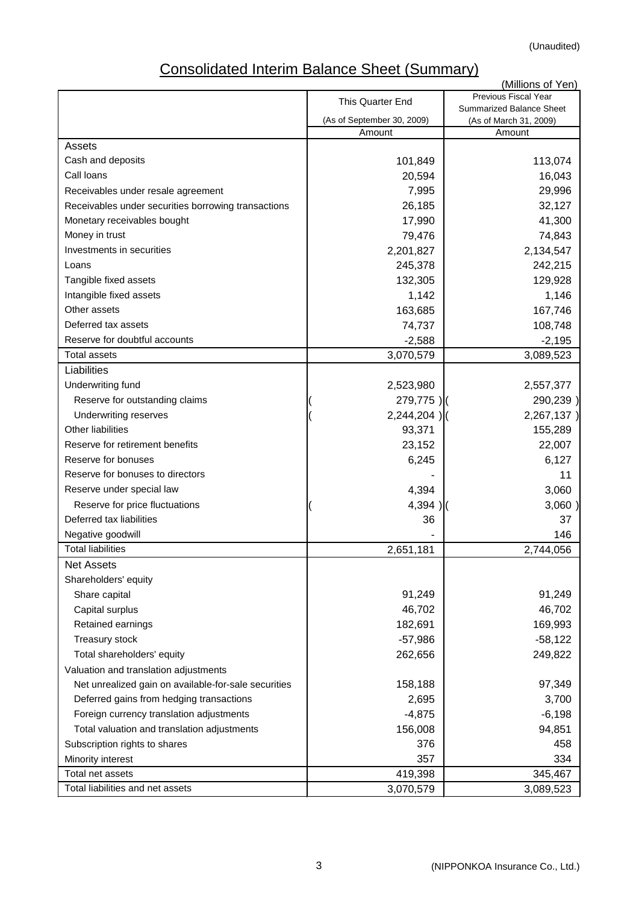(Unaudited)

# Consolidated Interim Balance Sheet (Summary)

(Millions of Yen)

| | This Quarter End (As of September 30, 2009) | Previous Fiscal Year Summarized Balance Sheet (As of March 31, 2009) |
|---|---|---|
| | Amount | Amount |
| **Assets** | | |
| Cash and deposits | 101,849 | 113,074 |
| Call loans | 20,594 | 16,043 |
| Receivables under resale agreement | 7,995 | 29,996 |
| Receivables under securities borrowing transactions | 26,185 | 32,127 |
| Monetary receivables bought | 17,990 | 41,300 |
| Money in trust | 79,476 | 74,843 |
| Investments in securities | 2,201,827 | 2,134,547 |
| Loans | 245,378 | 242,215 |
| Tangible fixed assets | 132,305 | 129,928 |
| Intangible fixed assets | 1,142 | 1,146 |
| Other assets | 163,685 | 167,746 |
| Deferred tax assets | 74,737 | 108,748 |
| Reserve for doubtful accounts | -2,588 | -2,195 |
| Total assets | 3,070,579 | 3,089,523 |
| **Liabilities** | | |
| Underwriting fund | 2,523,980 | 2,557,377 |
| Reserve for outstanding claims | (279,775) | (290,239) |
| Underwriting reserves | (2,244,204) | (2,267,137) |
| Other liabilities | 93,371 | 155,289 |
| Reserve for retirement benefits | 23,152 | 22,007 |
| Reserve for bonuses | 6,245 | 6,127 |
| Reserve for bonuses to directors | - | 11 |
| Reserve under special law | 4,394 | 3,060 |
| Reserve for price fluctuations | (4,394) | (3,060) |
| Deferred tax liabilities | 36 | 37 |
| Negative goodwill | - | 146 |
| Total liabilities | 2,651,181 | 2,744,056 |
| **Net Assets** | | |
| Shareholders' equity | | |
| Share capital | 91,249 | 91,249 |
| Capital surplus | 46,702 | 46,702 |
| Retained earnings | 182,691 | 169,993 |
| Treasury stock | -57,986 | -58,122 |
| Total shareholders' equity | 262,656 | 249,822 |
| Valuation and translation adjustments | | |
| Net unrealized gain on available-for-sale securities | 158,188 | 97,349 |
| Deferred gains from hedging transactions | 2,695 | 3,700 |
| Foreign currency translation adjustments | -4,875 | -6,198 |
| Total valuation and translation adjustments | 156,008 | 94,851 |
| Subscription rights to shares | 376 | 458 |
| Minority interest | 357 | 334 |
| Total net assets | 419,398 | 345,467 |
| Total liabilities and net assets | 3,070,579 | 3,089,523 |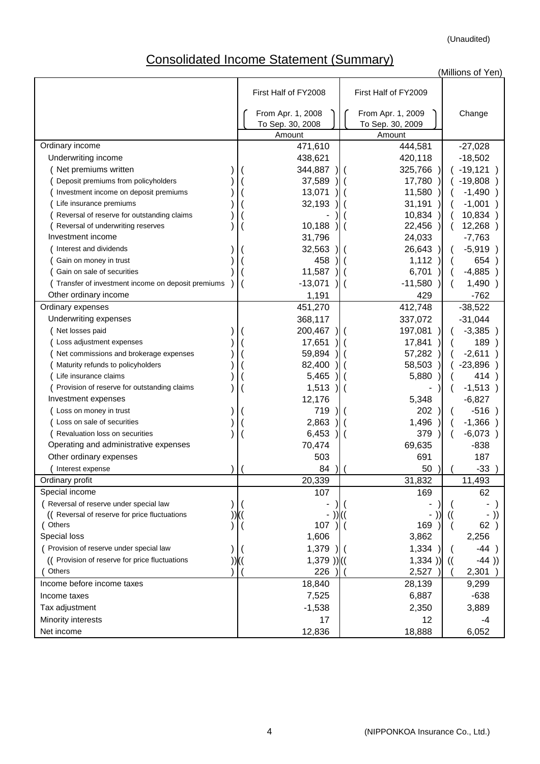(Unaudited)

# Consolidated Income Statement (Summary)

(Millions of Yen)

| | First Half of FY2008 (From Apr. 1, 2008 To Sep. 30, 2008) | First Half of FY2009 (From Apr. 1, 2009 To Sep. 30, 2009) | Change |
|---|---|---|---|
| | Amount | Amount | |
| Ordinary income | 471,610 | 444,581 | -27,028 |
| Underwriting income | 438,621 | 420,118 | -18,502 |
| ( Net premiums written ) | ( 344,887 ) | ( 325,766 ) | ( -19,121 ) |
| ( Deposit premiums from policyholders ) | ( 37,589 ) | ( 17,780 ) | ( -19,808 ) |
| ( Investment income on deposit premiums ) | ( 13,071 ) | ( 11,580 ) | ( -1,490 ) |
| ( Life insurance premiums ) | ( 32,193 ) | ( 31,191 ) | ( -1,001 ) |
| ( Reversal of reserve for outstanding claims ) | ( - ) | ( 10,834 ) | ( 10,834 ) |
| ( Reversal of underwriting reserves ) | ( 10,188 ) | ( 22,456 ) | ( 12,268 ) |
| Investment income | 31,796 | 24,033 | -7,763 |
| ( Interest and dividends ) | ( 32,563 ) | ( 26,643 ) | ( -5,919 ) |
| ( Gain on money in trust ) | ( 458 ) | ( 1,112 ) | ( 654 ) |
| ( Gain on sale of securities ) | ( 11,587 ) | ( 6,701 ) | ( -4,885 ) |
| ( Transfer of investment income on deposit premiums ) | ( -13,071 ) | ( -11,580 ) | ( 1,490 ) |
| Other ordinary income | 1,191 | 429 | -762 |
| Ordinary expenses | 451,270 | 412,748 | -38,522 |
| Underwriting expenses | 368,117 | 337,072 | -31,044 |
| ( Net losses paid ) | ( 200,467 ) | ( 197,081 ) | ( -3,385 ) |
| ( Loss adjustment expenses ) | ( 17,651 ) | ( 17,841 ) | ( 189 ) |
| ( Net commissions and brokerage expenses ) | ( 59,894 ) | ( 57,282 ) | ( -2,611 ) |
| ( Maturity refunds to policyholders ) | ( 82,400 ) | ( 58,503 ) | ( -23,896 ) |
| ( Life insurance claims ) | ( 5,465 ) | ( 5,880 ) | ( 414 ) |
| ( Provision of reserve for outstanding claims ) | ( 1,513 ) | ( - ) | ( -1,513 ) |
| Investment expenses | 12,176 | 5,348 | -6,827 |
| ( Loss on money in trust ) | ( 719 ) | ( 202 ) | ( -516 ) |
| ( Loss on sale of securities ) | ( 2,863 ) | ( 1,496 ) | ( -1,366 ) |
| ( Revaluation loss on securities ) | ( 6,453 ) | ( 379 ) | ( -6,073 ) |
| Operating and administrative expenses | 70,474 | 69,635 | -838 |
| Other ordinary expenses | 503 | 691 | 187 |
| ( Interest expense ) | ( 84 ) | ( 50 ) | ( -33 ) |
| Ordinary profit | 20,339 | 31,832 | 11,493 |
| Special income | 107 | 169 | 62 |
| ( Reversal of reserve under special law ) | ( - ) | ( - ) | ( - ) |
| (( Reversal of reserve for price fluctuations )) | (( - )) | (( - )) | (( - )) |
| ( Others ) | ( 107 ) | ( 169 ) | ( 62 ) |
| Special loss | 1,606 | 3,862 | 2,256 |
| ( Provision of reserve under special law ) | ( 1,379 ) | ( 1,334 ) | ( -44 ) |
| (( Provision of reserve for price fluctuations )) | (( 1,379 )) | (( 1,334 )) | (( -44 )) |
| ( Others ) | ( 226 ) | ( 2,527 ) | ( 2,301 ) |
| Income before income taxes | 18,840 | 28,139 | 9,299 |
| Income taxes | 7,525 | 6,887 | -638 |
| Tax adjustment | -1,538 | 2,350 | 3,889 |
| Minority interests | 17 | 12 | -4 |
| Net income | 12,836 | 18,888 | 6,052 |

(NIPPONKOA Insurance Co., Ltd.)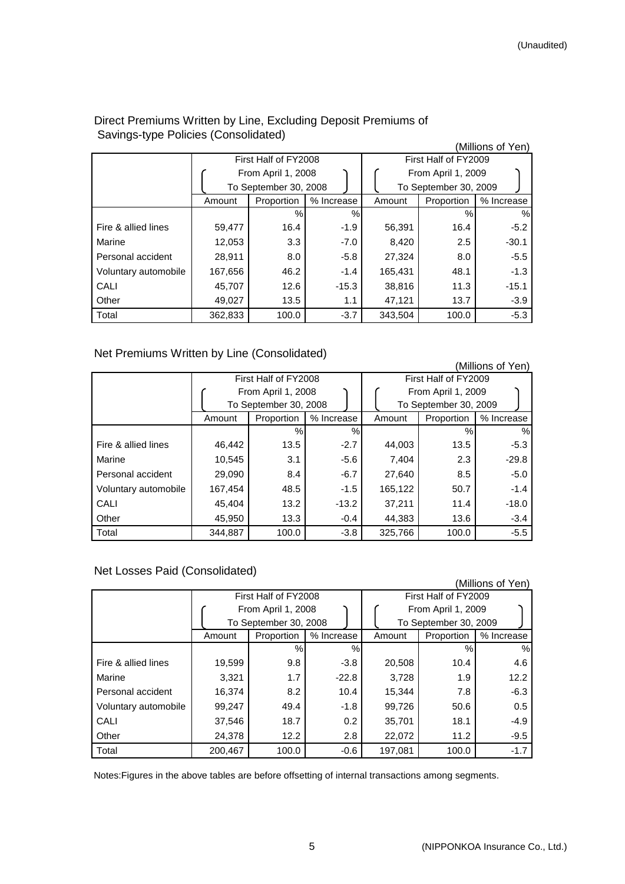(Unaudited)

## Direct Premiums Written by Line, Excluding Deposit Premiums of Savings-type Policies (Consolidated)

(Millions of Yen)

| | First Half of FY2008 (From April 1, 2008 To September 30, 2008) | | | First Half of FY2009 (From April 1, 2009 To September 30, 2009) | | |
|---|---|---|---|---|---|---|
| | Amount | Proportion | % Increase | Amount | Proportion | % Increase |
| | | % | % | | % | % |
| Fire & allied lines | 59,477 | 16.4 | -1.9 | 56,391 | 16.4 | -5.2 |
| Marine | 12,053 | 3.3 | -7.0 | 8,420 | 2.5 | -30.1 |
| Personal accident | 28,911 | 8.0 | -5.8 | 27,324 | 8.0 | -5.5 |
| Voluntary automobile | 167,656 | 46.2 | -1.4 | 165,431 | 48.1 | -1.3 |
| CALI | 45,707 | 12.6 | -15.3 | 38,816 | 11.3 | -15.1 |
| Other | 49,027 | 13.5 | 1.1 | 47,121 | 13.7 | -3.9 |
| Total | 362,833 | 100.0 | -3.7 | 343,504 | 100.0 | -5.3 |

## Net Premiums Written by Line (Consolidated)

(Millions of Yen)

| | First Half of FY2008 (From April 1, 2008 To September 30, 2008) | | | First Half of FY2009 (From April 1, 2009 To September 30, 2009) | | |
|---|---|---|---|---|---|---|
| | Amount | Proportion | % Increase | Amount | Proportion | % Increase |
| | | % | % | | % | % |
| Fire & allied lines | 46,442 | 13.5 | -2.7 | 44,003 | 13.5 | -5.3 |
| Marine | 10,545 | 3.1 | -5.6 | 7,404 | 2.3 | -29.8 |
| Personal accident | 29,090 | 8.4 | -6.7 | 27,640 | 8.5 | -5.0 |
| Voluntary automobile | 167,454 | 48.5 | -1.5 | 165,122 | 50.7 | -1.4 |
| CALI | 45,404 | 13.2 | -13.2 | 37,211 | 11.4 | -18.0 |
| Other | 45,950 | 13.3 | -0.4 | 44,383 | 13.6 | -3.4 |
| Total | 344,887 | 100.0 | -3.8 | 325,766 | 100.0 | -5.5 |

## Net Losses Paid (Consolidated)

(Millions of Yen)

| | First Half of FY2008 (From April 1, 2008 To September 30, 2008) | | | First Half of FY2009 (From April 1, 2009 To September 30, 2009) | | |
|---|---|---|---|---|---|---|
| | Amount | Proportion | % Increase | Amount | Proportion | % Increase |
| | | % | % | | % | % |
| Fire & allied lines | 19,599 | 9.8 | -3.8 | 20,508 | 10.4 | 4.6 |
| Marine | 3,321 | 1.7 | -22.8 | 3,728 | 1.9 | 12.2 |
| Personal accident | 16,374 | 8.2 | 10.4 | 15,344 | 7.8 | -6.3 |
| Voluntary automobile | 99,247 | 49.4 | -1.8 | 99,726 | 50.6 | 0.5 |
| CALI | 37,546 | 18.7 | 0.2 | 35,701 | 18.1 | -4.9 |
| Other | 24,378 | 12.2 | 2.8 | 22,072 | 11.2 | -9.5 |
| Total | 200,467 | 100.0 | -0.6 | 197,081 | 100.0 | -1.7 |

Notes:Figures in the above tables are before offsetting of internal transactions among segments.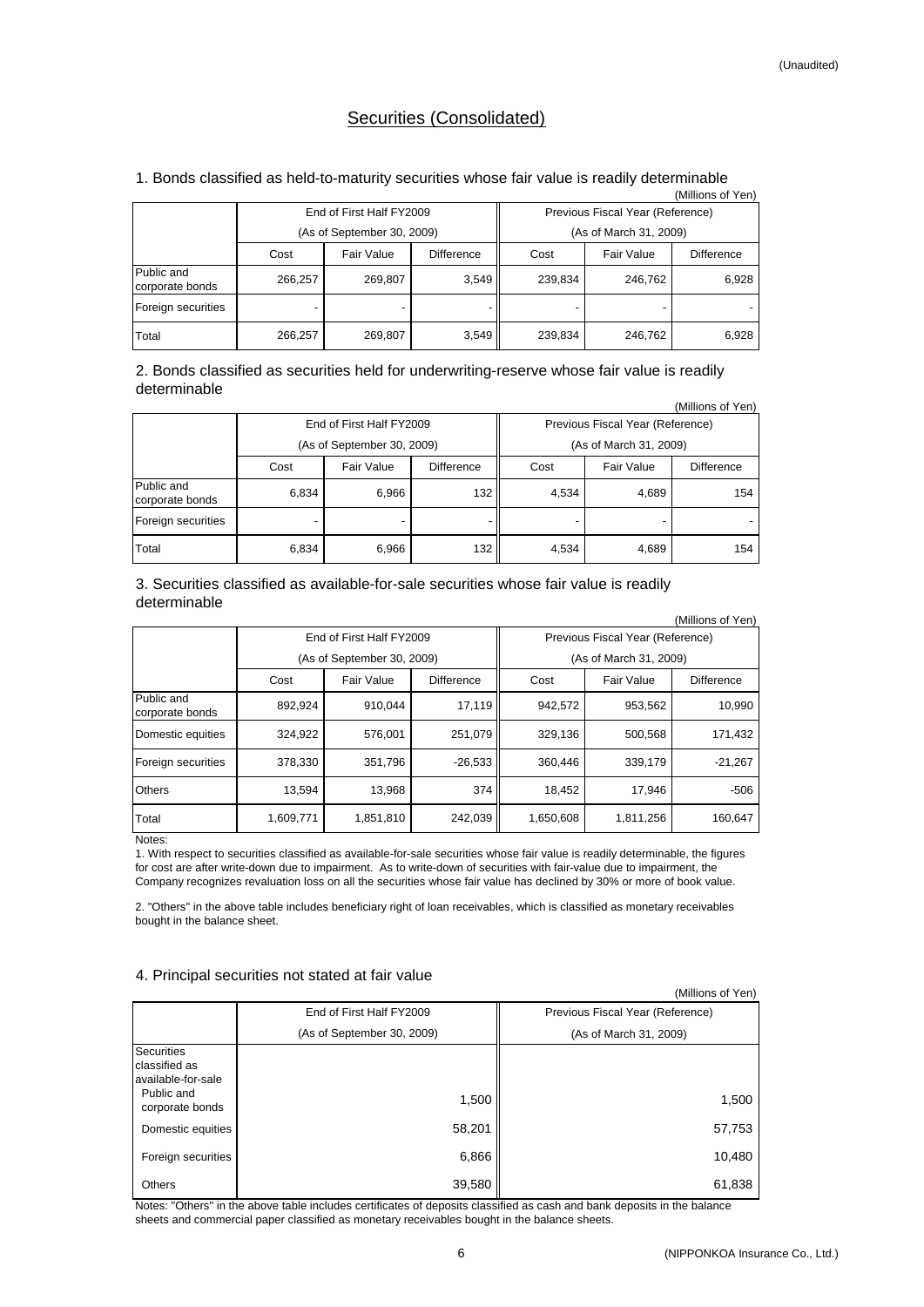(Unaudited)

# Securities (Consolidated)

## 1. Bonds classified as held-to-maturity securities whose fair value is readily determinable

(Millions of Yen)

| | End of First Half FY2009 (As of September 30, 2009) | | | Previous Fiscal Year (Reference) (As of March 31, 2009) | | |
|---|---|---|---|---|---|---|
| | Cost | Fair Value | Difference | Cost | Fair Value | Difference |
| Public and corporate bonds | 266,257 | 269,807 | 3,549 | 239,834 | 246,762 | 6,928 |
| Foreign securities | - | - | - | - | - | - |
| Total | 266,257 | 269,807 | 3,549 | 239,834 | 246,762 | 6,928 |

## 2. Bonds classified as securities held for underwriting-reserve whose fair value is readily determinable

(Millions of Yen)

| | End of First Half FY2009 (As of September 30, 2009) | | | Previous Fiscal Year (Reference) (As of March 31, 2009) | | |
|---|---|---|---|---|---|---|
| | Cost | Fair Value | Difference | Cost | Fair Value | Difference |
| Public and corporate bonds | 6,834 | 6,966 | 132 | 4,534 | 4,689 | 154 |
| Foreign securities | - | - | - | - | - | - |
| Total | 6,834 | 6,966 | 132 | 4,534 | 4,689 | 154 |

## 3. Securities classified as available-for-sale securities whose fair value is readily determinable

(Millions of Yen)

| | End of First Half FY2009 (As of September 30, 2009) | | | Previous Fiscal Year (Reference) (As of March 31, 2009) | | |
|---|---|---|---|---|---|---|
| | Cost | Fair Value | Difference | Cost | Fair Value | Difference |
| Public and corporate bonds | 892,924 | 910,044 | 17,119 | 942,572 | 953,562 | 10,990 |
| Domestic equities | 324,922 | 576,001 | 251,079 | 329,136 | 500,568 | 171,432 |
| Foreign securities | 378,330 | 351,796 | -26,533 | 360,446 | 339,179 | -21,267 |
| Others | 13,594 | 13,968 | 374 | 18,452 | 17,946 | -506 |
| Total | 1,609,771 | 1,851,810 | 242,039 | 1,650,608 | 1,811,256 | 160,647 |

Notes:

1. With respect to securities classified as available-for-sale securities whose fair value is readily determinable, the figures for cost are after write-down due to impairment. As to write-down of securities with fair-value due to impairment, the Company recognizes revaluation loss on all the securities whose fair value has declined by 30% or more of book value.

2. "Others" in the above table includes beneficiary right of loan receivables, which is classified as monetary receivables bought in the balance sheet.

## 4. Principal securities not stated at fair value

(Millions of Yen)

| | End of First Half FY2009 (As of September 30, 2009) | Previous Fiscal Year (Reference) (As of March 31, 2009) |
|---|---|---|
| Securities classified as available-for-sale | | |
| Public and corporate bonds | 1,500 | 1,500 |
| Domestic equities | 58,201 | 57,753 |
| Foreign securities | 6,866 | 10,480 |
| Others | 39,580 | 61,838 |

Notes: "Others" in the above table includes certificates of deposits classified as cash and bank deposits in the balance sheets and commercial paper classified as monetary receivables bought in the balance sheets.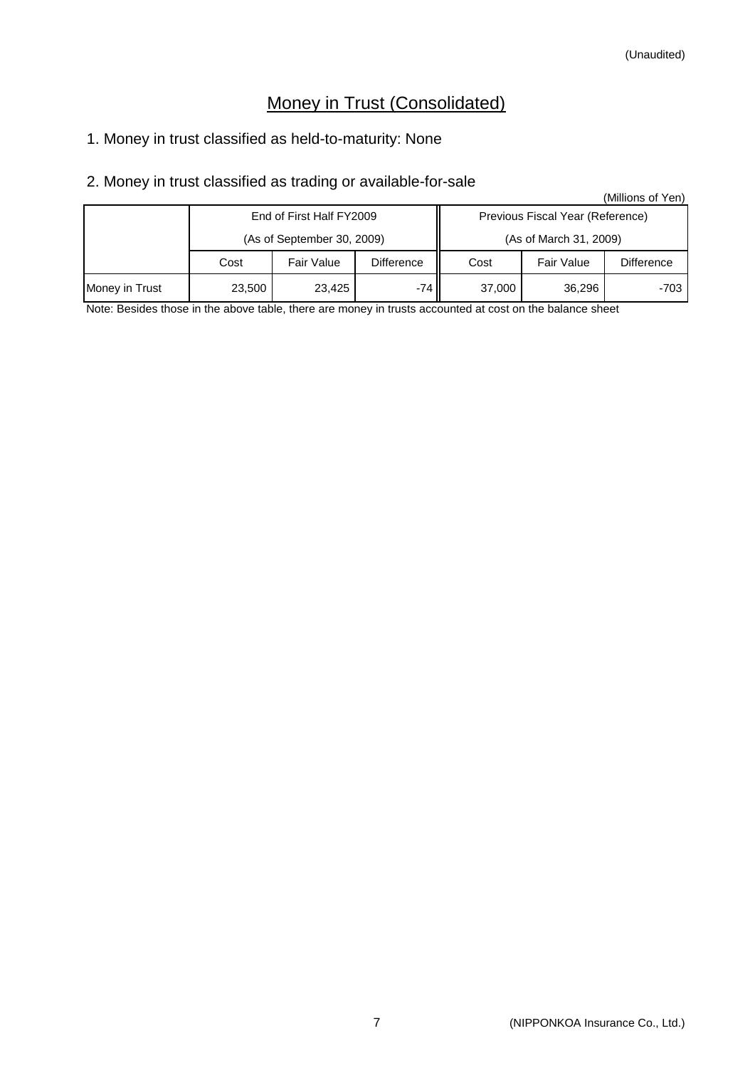(Unaudited)

# Money in Trust (Consolidated)

1. Money in trust classified as held-to-maturity: None

2. Money in trust classified as trading or available-for-sale

(Millions of Yen)

| | End of First Half FY2009 (As of September 30, 2009) | | | Previous Fiscal Year (Reference) (As of March 31, 2009) | | |
|---|---|---|---|---|---|---|
| | Cost | Fair Value | Difference | Cost | Fair Value | Difference |
| Money in Trust | 23,500 | 23,425 | -74 | 37,000 | 36,296 | -703 |

Note: Besides those in the above table, there are money in trusts accounted at cost on the balance sheet

(NIPPONKOA Insurance Co., Ltd.)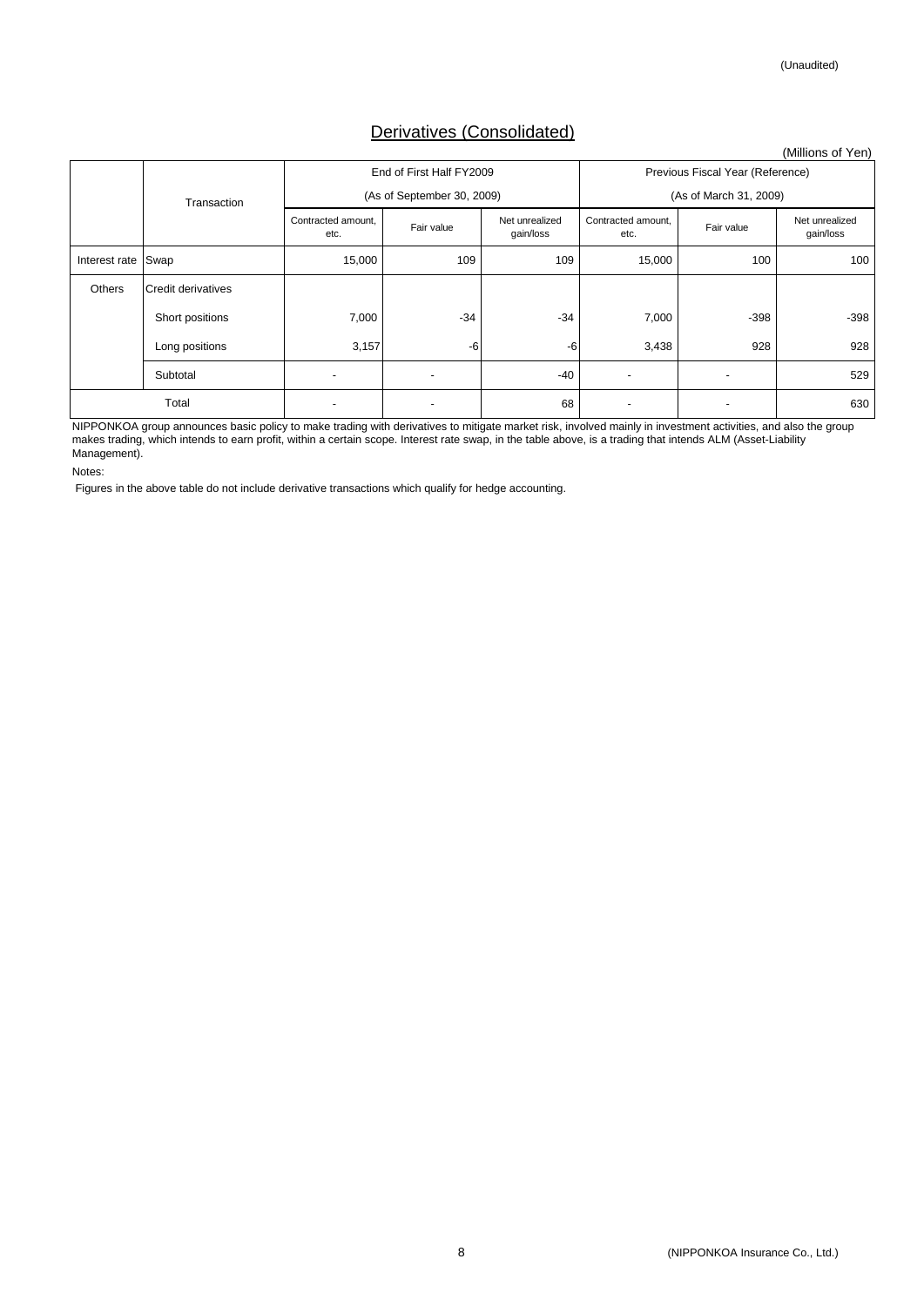(Unaudited)

## Derivatives (Consolidated)

(Millions of Yen)

| | Transaction | End of First Half FY2009 (As of September 30, 2009) | | | Previous Fiscal Year (Reference) (As of March 31, 2009) | | |
|---|---|---|---|---|---|---|---|
| | | Contracted amount, etc. | Fair value | Net unrealized gain/loss | Contracted amount, etc. | Fair value | Net unrealized gain/loss |
| Interest rate | Swap | 15,000 | 109 | 109 | 15,000 | 100 | 100 |
| Others | Credit derivatives | | | | | | |
| | Short positions | 7,000 | -34 | -34 | 7,000 | -398 | -398 |
| | Long positions | 3,157 | -6 | -6 | 3,438 | 928 | 928 |
| | Subtotal | - | - | -40 | - | - | 529 |
| Total | | - | - | 68 | - | - | 630 |

NIPPONKOA group announces basic policy to make trading with derivatives to mitigate market risk, involved mainly in investment activities, and also the group makes trading, which intends to earn profit, within a certain scope. Interest rate swap, in the table above, is a trading that intends ALM (Asset-Liability Management).

Notes:

Figures in the above table do not include derivative transactions which qualify for hedge accounting.

(NIPPONKOA Insurance Co., Ltd.)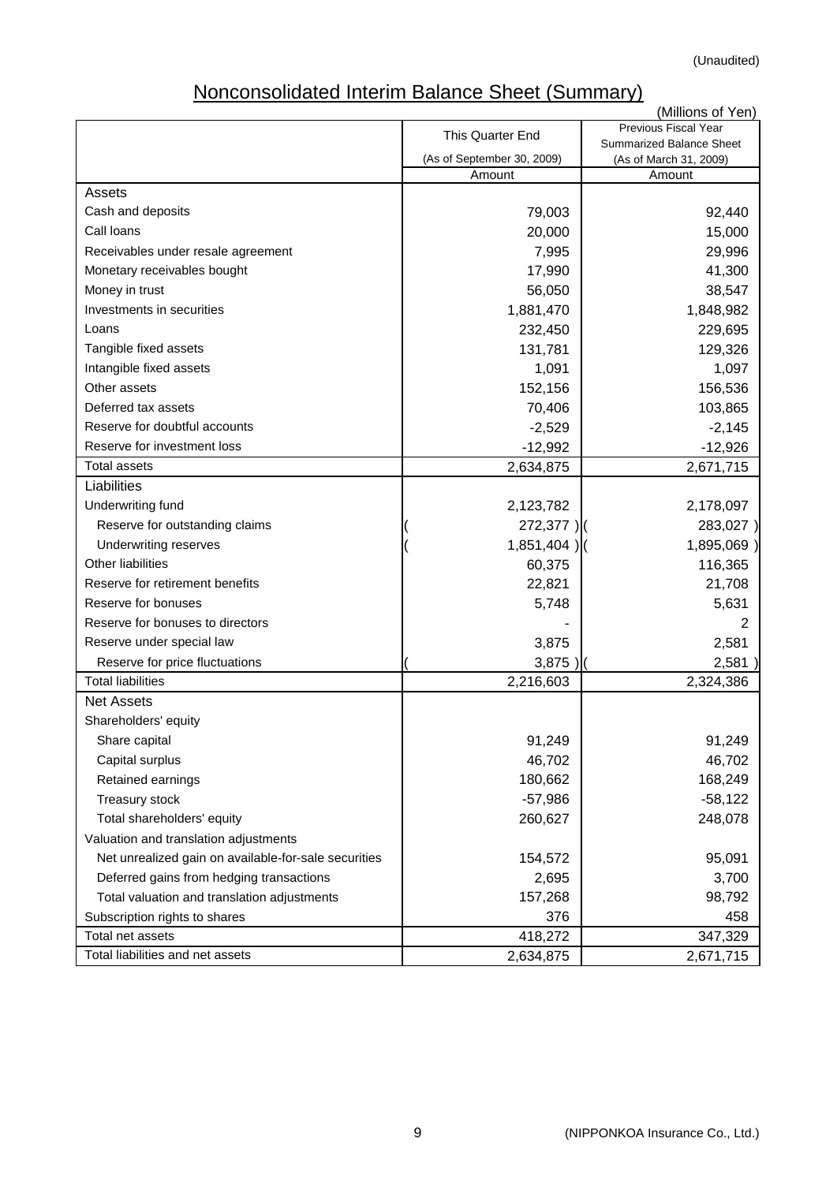(Unaudited)

# Nonconsolidated Interim Balance Sheet (Summary)

(Millions of Yen)

| | This Quarter End (As of September 30, 2009) | Previous Fiscal Year Summarized Balance Sheet (As of March 31, 2009) |
|---|---|---|
| | Amount | Amount |
| **Assets** | | |
| Cash and deposits | 79,003 | 92,440 |
| Call loans | 20,000 | 15,000 |
| Receivables under resale agreement | 7,995 | 29,996 |
| Monetary receivables bought | 17,990 | 41,300 |
| Money in trust | 56,050 | 38,547 |
| Investments in securities | 1,881,470 | 1,848,982 |
| Loans | 232,450 | 229,695 |
| Tangible fixed assets | 131,781 | 129,326 |
| Intangible fixed assets | 1,091 | 1,097 |
| Other assets | 152,156 | 156,536 |
| Deferred tax assets | 70,406 | 103,865 |
| Reserve for doubtful accounts | -2,529 | -2,145 |
| Reserve for investment loss | -12,992 | -12,926 |
| Total assets | 2,634,875 | 2,671,715 |
| **Liabilities** | | |
| Underwriting fund | 2,123,782 | 2,178,097 |
| Reserve for outstanding claims | ( 272,377 ) | ( 283,027 ) |
| Underwriting reserves | ( 1,851,404 ) | ( 1,895,069 ) |
| Other liabilities | 60,375 | 116,365 |
| Reserve for retirement benefits | 22,821 | 21,708 |
| Reserve for bonuses | 5,748 | 5,631 |
| Reserve for bonuses to directors | - | 2 |
| Reserve under special law | 3,875 | 2,581 |
| Reserve for price fluctuations | ( 3,875 ) | ( 2,581 ) |
| Total liabilities | 2,216,603 | 2,324,386 |
| **Net Assets** | | |
| Shareholders' equity | | |
| Share capital | 91,249 | 91,249 |
| Capital surplus | 46,702 | 46,702 |
| Retained earnings | 180,662 | 168,249 |
| Treasury stock | -57,986 | -58,122 |
| Total shareholders' equity | 260,627 | 248,078 |
| Valuation and translation adjustments | | |
| Net unrealized gain on available-for-sale securities | 154,572 | 95,091 |
| Deferred gains from hedging transactions | 2,695 | 3,700 |
| Total valuation and translation adjustments | 157,268 | 98,792 |
| Subscription rights to shares | 376 | 458 |
| Total net assets | 418,272 | 347,329 |
| Total liabilities and net assets | 2,634,875 | 2,671,715 |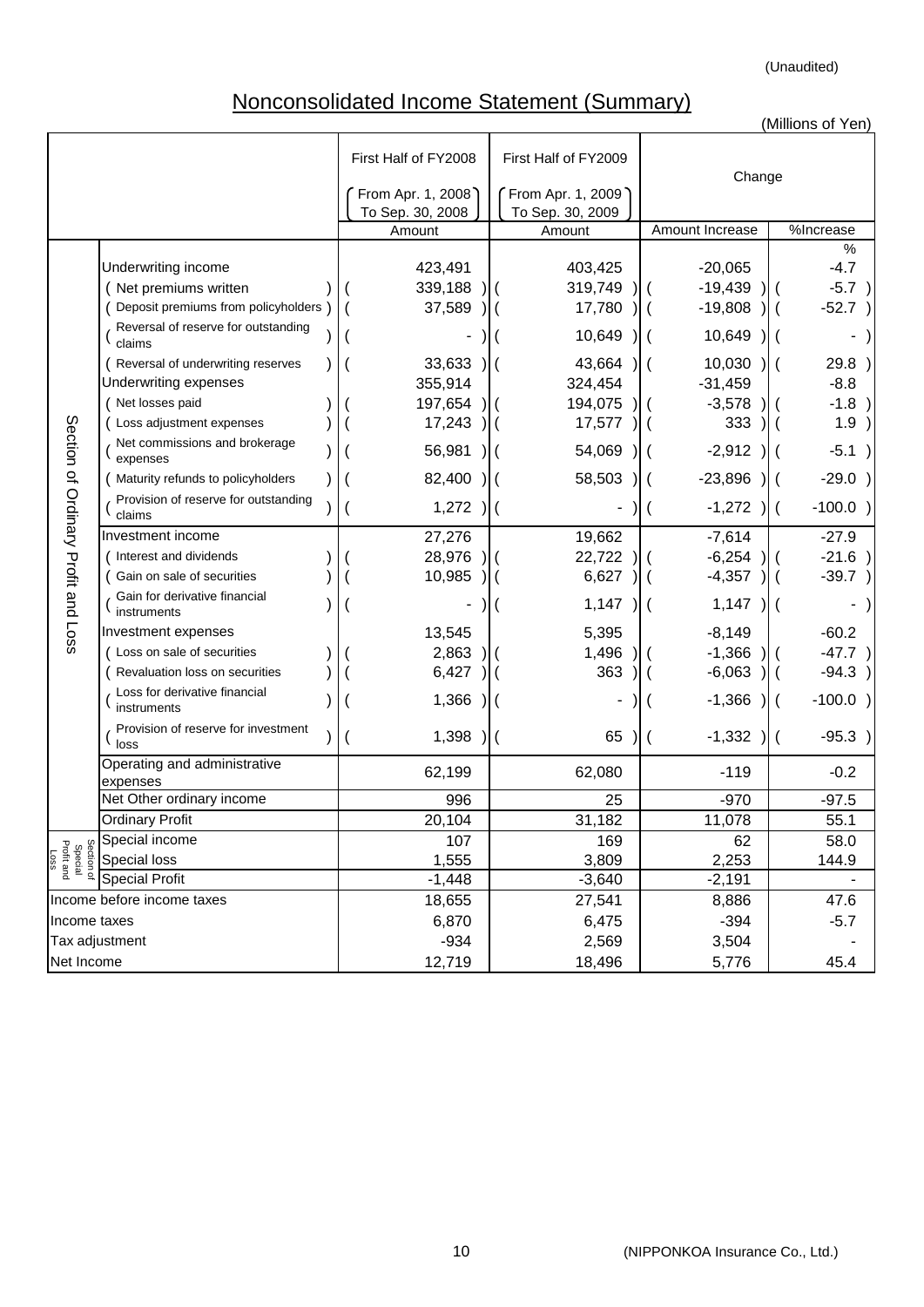(Unaudited)

# Nonconsolidated Income Statement (Summary)

(Millions of Yen)

| | | First Half of FY2008 (From Apr. 1, 2008 To Sep. 30, 2008) | First Half of FY2009 (From Apr. 1, 2009 To Sep. 30, 2009) | Change | |
|---|---|---|---|---|---|
| | | Amount | Amount | Amount Increase | %Increase |
| Section of Ordinary Profit and Loss | Underwriting income | 423,491 | 403,425 | -20,065 | -4.7 |
| | (Net premiums written) | (339,188) | (319,749) | (-19,439) | (-5.7) |
| | (Deposit premiums from policyholders) | (37,589) | (17,780) | (-19,808) | (-52.7) |
| | (Reversal of reserve for outstanding claims) | (-) | (10,649) | (10,649) | (-) |
| | (Reversal of underwriting reserves) | (33,633) | (43,664) | (10,030) | (29.8) |
| | Underwriting expenses | 355,914 | 324,454 | -31,459 | -8.8 |
| | (Net losses paid) | (197,654) | (194,075) | (-3,578) | (-1.8) |
| | (Loss adjustment expenses) | (17,243) | (17,577) | (333) | (1.9) |
| | (Net commissions and brokerage expenses) | (56,981) | (54,069) | (-2,912) | (-5.1) |
| | (Maturity refunds to policyholders) | (82,400) | (58,503) | (-23,896) | (-29.0) |
| | (Provision of reserve for outstanding claims) | (1,272) | (-) | (-1,272) | (-100.0) |
| | Investment income | 27,276 | 19,662 | -7,614 | -27.9 |
| | (Interest and dividends) | (28,976) | (22,722) | (-6,254) | (-21.6) |
| | (Gain on sale of securities) | (10,985) | (6,627) | (-4,357) | (-39.7) |
| | (Gain for derivative financial instruments) | (-) | (1,147) | (1,147) | (-) |
| | Investment expenses | 13,545 | 5,395 | -8,149 | -60.2 |
| | (Loss on sale of securities) | (2,863) | (1,496) | (-1,366) | (-47.7) |
| | (Revaluation loss on securities) | (6,427) | (363) | (-6,063) | (-94.3) |
| | (Loss for derivative financial instruments) | (1,366) | (-) | (-1,366) | (-100.0) |
| | (Provision of reserve for investment loss) | (1,398) | (65) | (-1,332) | (-95.3) |
| | Operating and administrative expenses | 62,199 | 62,080 | -119 | -0.2 |
| | Net Other ordinary income | 996 | 25 | -970 | -97.5 |
| | Ordinary Profit | 20,104 | 31,182 | 11,078 | 55.1 |
| Section of Special Profit and Loss | Special income | 107 | 169 | 62 | 58.0 |
| | Special loss | 1,555 | 3,809 | 2,253 | 144.9 |
| | Special Profit | -1,448 | -3,640 | -2,191 | - |
| Income before income taxes | | 18,655 | 27,541 | 8,886 | 47.6 |
| Income taxes | | 6,870 | 6,475 | -394 | -5.7 |
| Tax adjustment | | -934 | 2,569 | 3,504 | - |
| Net Income | | 12,719 | 18,496 | 5,776 | 45.4 |

(NIPPONKOA Insurance Co., Ltd.)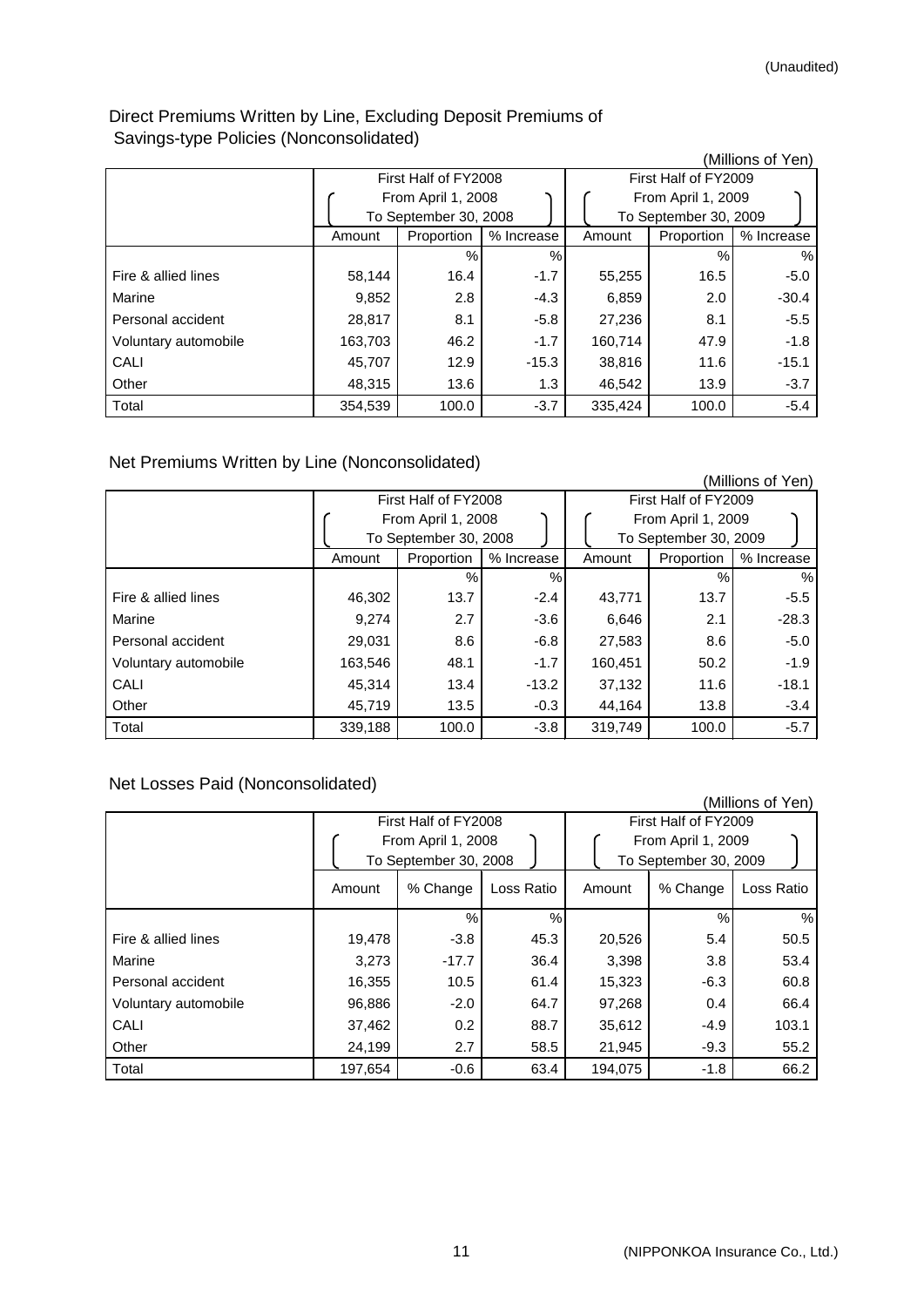(Unaudited)

## Direct Premiums Written by Line, Excluding Deposit Premiums of Savings-type Policies (Nonconsolidated)

(Millions of Yen)

| | First Half of FY2008 (From April 1, 2008 To September 30, 2008) | | | First Half of FY2009 (From April 1, 2009 To September 30, 2009) | | |
|---|---|---|---|---|---|---|
| | Amount | Proportion | % Increase | Amount | Proportion | % Increase |
| | | % | % | | % | % |
| Fire & allied lines | 58,144 | 16.4 | -1.7 | 55,255 | 16.5 | -5.0 |
| Marine | 9,852 | 2.8 | -4.3 | 6,859 | 2.0 | -30.4 |
| Personal accident | 28,817 | 8.1 | -5.8 | 27,236 | 8.1 | -5.5 |
| Voluntary automobile | 163,703 | 46.2 | -1.7 | 160,714 | 47.9 | -1.8 |
| CALI | 45,707 | 12.9 | -15.3 | 38,816 | 11.6 | -15.1 |
| Other | 48,315 | 13.6 | 1.3 | 46,542 | 13.9 | -3.7 |
| Total | 354,539 | 100.0 | -3.7 | 335,424 | 100.0 | -5.4 |

## Net Premiums Written by Line (Nonconsolidated)

(Millions of Yen)

| | First Half of FY2008 (From April 1, 2008 To September 30, 2008) | | | First Half of FY2009 (From April 1, 2009 To September 30, 2009) | | |
|---|---|---|---|---|---|---|
| | Amount | Proportion | % Increase | Amount | Proportion | % Increase |
| | | % | % | | % | % |
| Fire & allied lines | 46,302 | 13.7 | -2.4 | 43,771 | 13.7 | -5.5 |
| Marine | 9,274 | 2.7 | -3.6 | 6,646 | 2.1 | -28.3 |
| Personal accident | 29,031 | 8.6 | -6.8 | 27,583 | 8.6 | -5.0 |
| Voluntary automobile | 163,546 | 48.1 | -1.7 | 160,451 | 50.2 | -1.9 |
| CALI | 45,314 | 13.4 | -13.2 | 37,132 | 11.6 | -18.1 |
| Other | 45,719 | 13.5 | -0.3 | 44,164 | 13.8 | -3.4 |
| Total | 339,188 | 100.0 | -3.8 | 319,749 | 100.0 | -5.7 |

## Net Losses Paid (Nonconsolidated)

(Millions of Yen)

| | First Half of FY2008 (From April 1, 2008 To September 30, 2008) | | | First Half of FY2009 (From April 1, 2009 To September 30, 2009) | | |
|---|---|---|---|---|---|---|
| | Amount | % Change | Loss Ratio | Amount | % Change | Loss Ratio |
| | | % | % | | % | % |
| Fire & allied lines | 19,478 | -3.8 | 45.3 | 20,526 | 5.4 | 50.5 |
| Marine | 3,273 | -17.7 | 36.4 | 3,398 | 3.8 | 53.4 |
| Personal accident | 16,355 | 10.5 | 61.4 | 15,323 | -6.3 | 60.8 |
| Voluntary automobile | 96,886 | -2.0 | 64.7 | 97,268 | 0.4 | 66.4 |
| CALI | 37,462 | 0.2 | 88.7 | 35,612 | -4.9 | 103.1 |
| Other | 24,199 | 2.7 | 58.5 | 21,945 | -9.3 | 55.2 |
| Total | 197,654 | -0.6 | 63.4 | 194,075 | -1.8 | 66.2 |

(NIPPONKOA Insurance Co., Ltd.)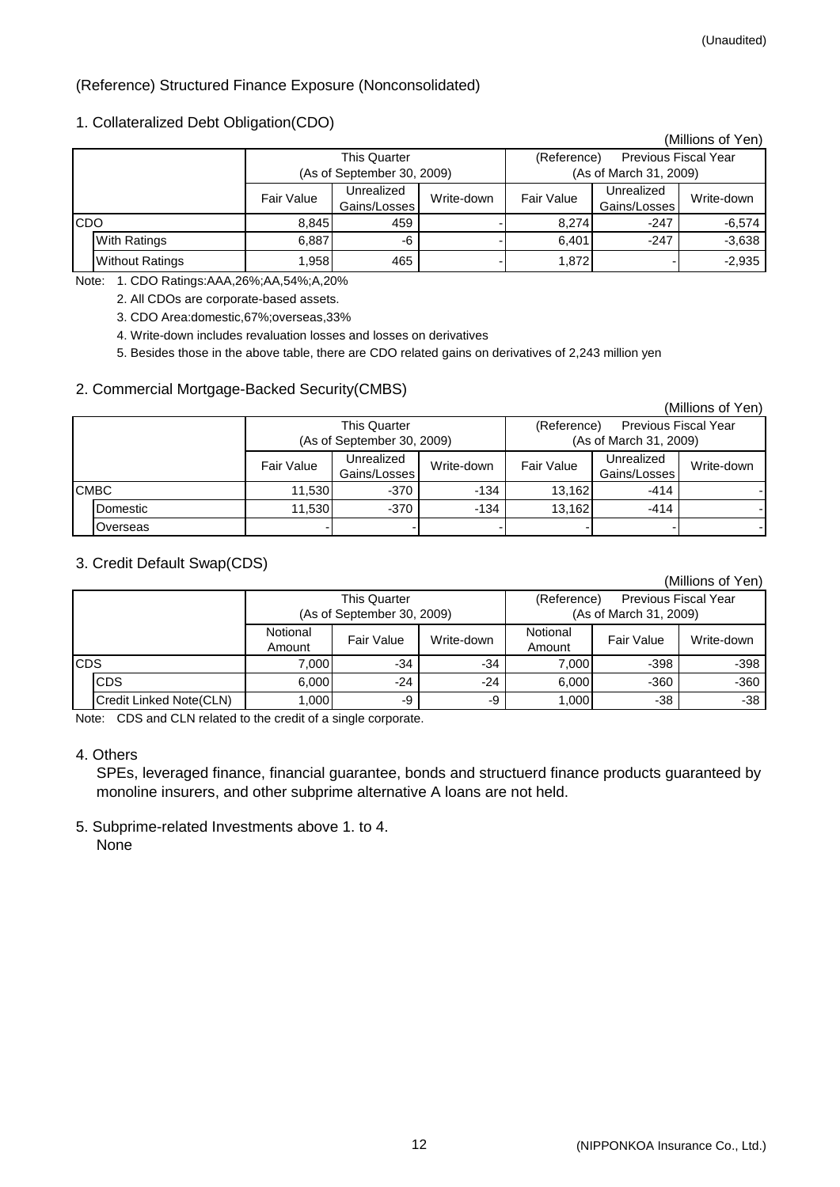(Unaudited)

## (Reference) Structured Finance Exposure (Nonconsolidated)

### 1. Collateralized Debt Obligation(CDO)

(Millions of Yen)

| | This Quarter (As of September 30, 2009) | | | (Reference) Previous Fiscal Year (As of March 31, 2009) | | |
|---|---|---|---|---|---|---|
| | Fair Value | Unrealized Gains/Losses | Write-down | Fair Value | Unrealized Gains/Losses | Write-down |
| CDO | 8,845 | 459 | - | 8,274 | -247 | -6,574 |
| With Ratings | 6,887 | -6 | - | 6,401 | -247 | -3,638 |
| Without Ratings | 1,958 | 465 | - | 1,872 | - | -2,935 |

Note: 1. CDO Ratings:AAA,26%;AA,54%;A,20%

2. All CDOs are corporate-based assets.

3. CDO Area:domestic,67%;overseas,33%

4. Write-down includes revaluation losses and losses on derivatives

5. Besides those in the above table, there are CDO related gains on derivatives of 2,243 million yen

### 2. Commercial Mortgage-Backed Security(CMBS)

(Millions of Yen)

| | This Quarter (As of September 30, 2009) | | | (Reference) Previous Fiscal Year (As of March 31, 2009) | | |
|---|---|---|---|---|---|---|
| | Fair Value | Unrealized Gains/Losses | Write-down | Fair Value | Unrealized Gains/Losses | Write-down |
| CMBC | 11,530 | -370 | -134 | 13,162 | -414 | - |
| Domestic | 11,530 | -370 | -134 | 13,162 | -414 | - |
| Overseas | - | - | - | - | - | - |

### 3. Credit Default Swap(CDS)

(Millions of Yen)

| | This Quarter (As of September 30, 2009) | | | (Reference) Previous Fiscal Year (As of March 31, 2009) | | |
|---|---|---|---|---|---|---|
| | Notional Amount | Fair Value | Write-down | Notional Amount | Fair Value | Write-down |
| CDS | 7,000 | -34 | -34 | 7,000 | -398 | -398 |
| CDS | 6,000 | -24 | -24 | 6,000 | -360 | -360 |
| Credit Linked Note(CLN) | 1,000 | -9 | -9 | 1,000 | -38 | -38 |

Note: CDS and CLN related to the credit of a single corporate.

### 4. Others

SPEs, leveraged finance, financial guarantee, bonds and structuerd finance products guaranteed by monoline insurers, and other subprime alternative A loans are not held.

### 5. Subprime-related Investments above 1. to 4.

None

(NIPPONKOA Insurance Co., Ltd.)